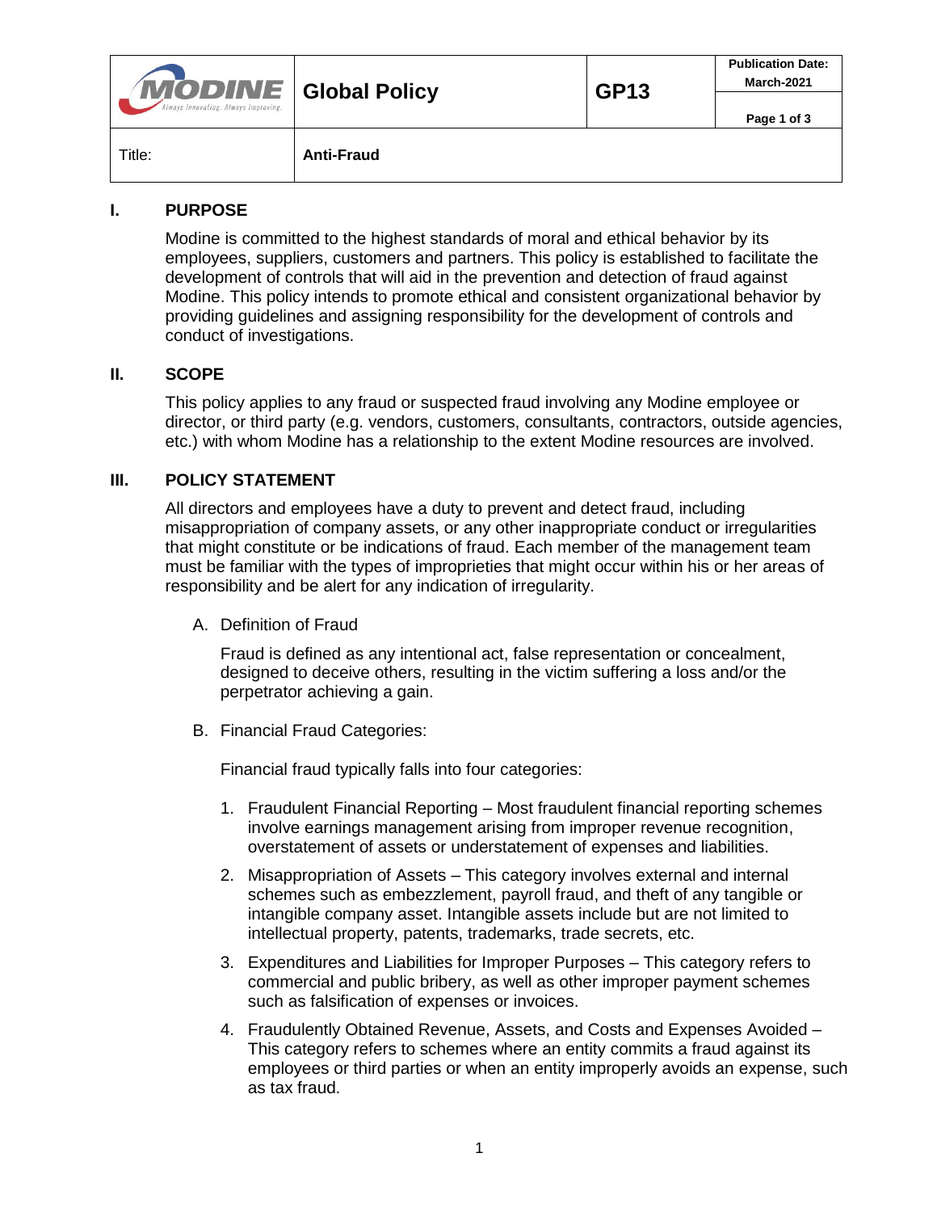| MODINE Always Innovating. Always Improving. | Global Policy | GP13 | Publication Date: March-2021 |
|---|---|---|---|
| Title: | Anti-Fraud | | |

## I. PURPOSE

Modine is committed to the highest standards of moral and ethical behavior by its employees, suppliers, customers and partners. This policy is established to facilitate the development of controls that will aid in the prevention and detection of fraud against Modine. This policy intends to promote ethical and consistent organizational behavior by providing guidelines and assigning responsibility for the development of controls and conduct of investigations.

## II. SCOPE

This policy applies to any fraud or suspected fraud involving any Modine employee or director, or third party (e.g. vendors, customers, consultants, contractors, outside agencies, etc.) with whom Modine has a relationship to the extent Modine resources are involved.

## III. POLICY STATEMENT

All directors and employees have a duty to prevent and detect fraud, including misappropriation of company assets, or any other inappropriate conduct or irregularities that might constitute or be indications of fraud. Each member of the management team must be familiar with the types of improprieties that might occur within his or her areas of responsibility and be alert for any indication of irregularity.

A. Definition of Fraud

Fraud is defined as any intentional act, false representation or concealment, designed to deceive others, resulting in the victim suffering a loss and/or the perpetrator achieving a gain.

B. Financial Fraud Categories:

Financial fraud typically falls into four categories:

1. Fraudulent Financial Reporting – Most fraudulent financial reporting schemes involve earnings management arising from improper revenue recognition, overstatement of assets or understatement of expenses and liabilities.
2. Misappropriation of Assets – This category involves external and internal schemes such as embezzlement, payroll fraud, and theft of any tangible or intangible company asset. Intangible assets include but are not limited to intellectual property, patents, trademarks, trade secrets, etc.
3. Expenditures and Liabilities for Improper Purposes – This category refers to commercial and public bribery, as well as other improper payment schemes such as falsification of expenses or invoices.
4. Fraudulently Obtained Revenue, Assets, and Costs and Expenses Avoided – This category refers to schemes where an entity commits a fraud against its employees or third parties or when an entity improperly avoids an expense, such as tax fraud.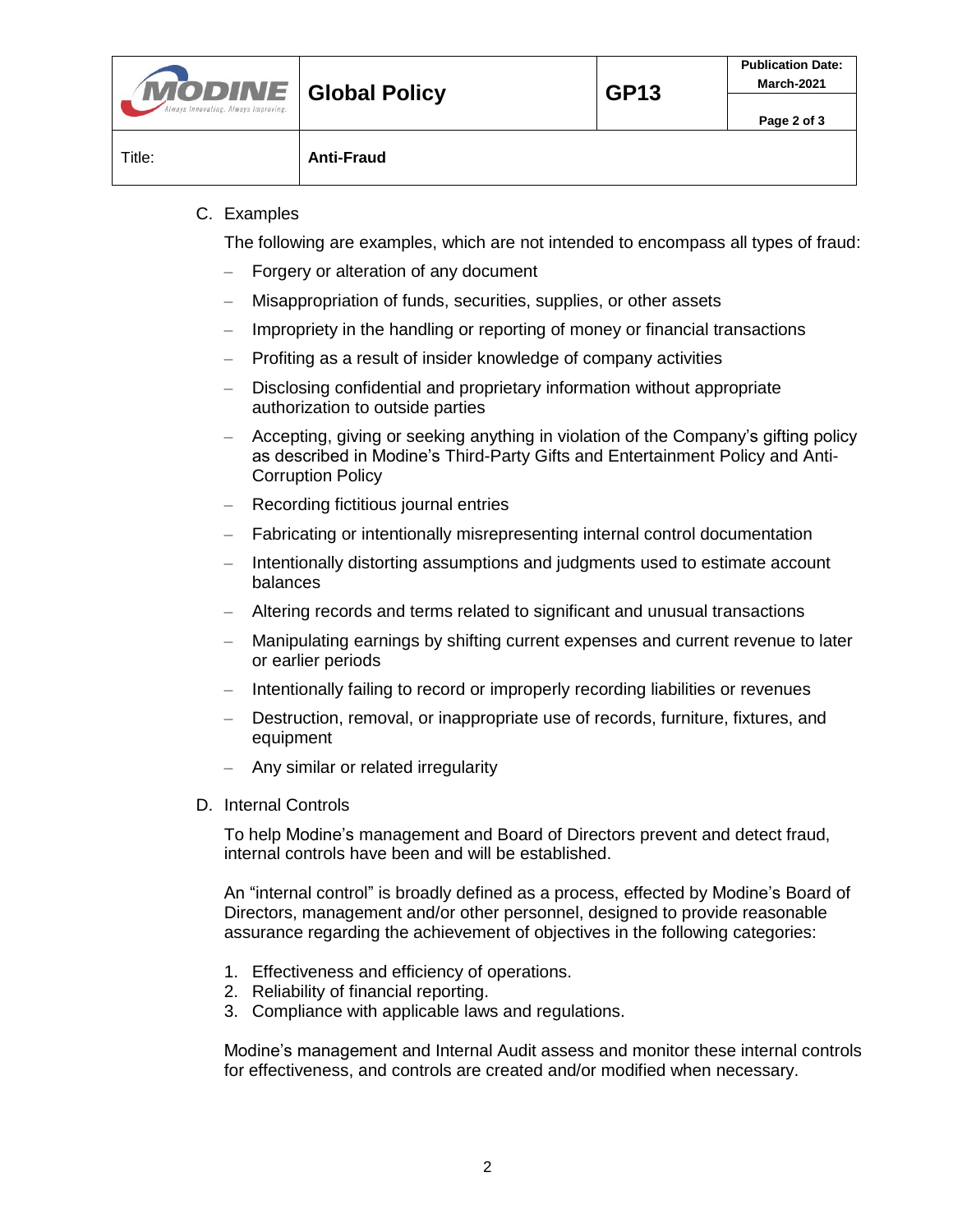C. Examples

The following are examples, which are not intended to encompass all types of fraud:

- Forgery or alteration of any document
- Misappropriation of funds, securities, supplies, or other assets
- Impropriety in the handling or reporting of money or financial transactions
- Profiting as a result of insider knowledge of company activities
- Disclosing confidential and proprietary information without appropriate authorization to outside parties
- Accepting, giving or seeking anything in violation of the Company's gifting policy as described in Modine's Third-Party Gifts and Entertainment Policy and Anti-Corruption Policy
- Recording fictitious journal entries
- Fabricating or intentionally misrepresenting internal control documentation
- Intentionally distorting assumptions and judgments used to estimate account balances
- Altering records and terms related to significant and unusual transactions
- Manipulating earnings by shifting current expenses and current revenue to later or earlier periods
- Intentionally failing to record or improperly recording liabilities or revenues
- Destruction, removal, or inappropriate use of records, furniture, fixtures, and equipment
- Any similar or related irregularity

D. Internal Controls

To help Modine's management and Board of Directors prevent and detect fraud, internal controls have been and will be established.

An "internal control" is broadly defined as a process, effected by Modine's Board of Directors, management and/or other personnel, designed to provide reasonable assurance regarding the achievement of objectives in the following categories:

1. Effectiveness and efficiency of operations.
2. Reliability of financial reporting.
3. Compliance with applicable laws and regulations.

Modine's management and Internal Audit assess and monitor these internal controls for effectiveness, and controls are created and/or modified when necessary.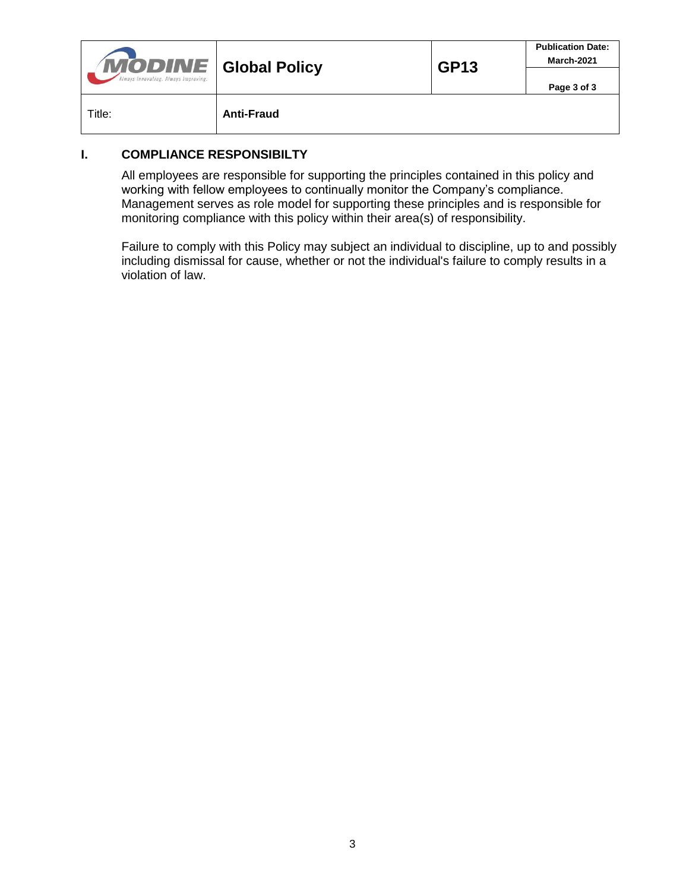## I. COMPLIANCE RESPONSIBILTY

All employees are responsible for supporting the principles contained in this policy and working with fellow employees to continually monitor the Company's compliance. Management serves as role model for supporting these principles and is responsible for monitoring compliance with this policy within their area(s) of responsibility.

Failure to comply with this Policy may subject an individual to discipline, up to and possibly including dismissal for cause, whether or not the individual's failure to comply results in a violation of law.